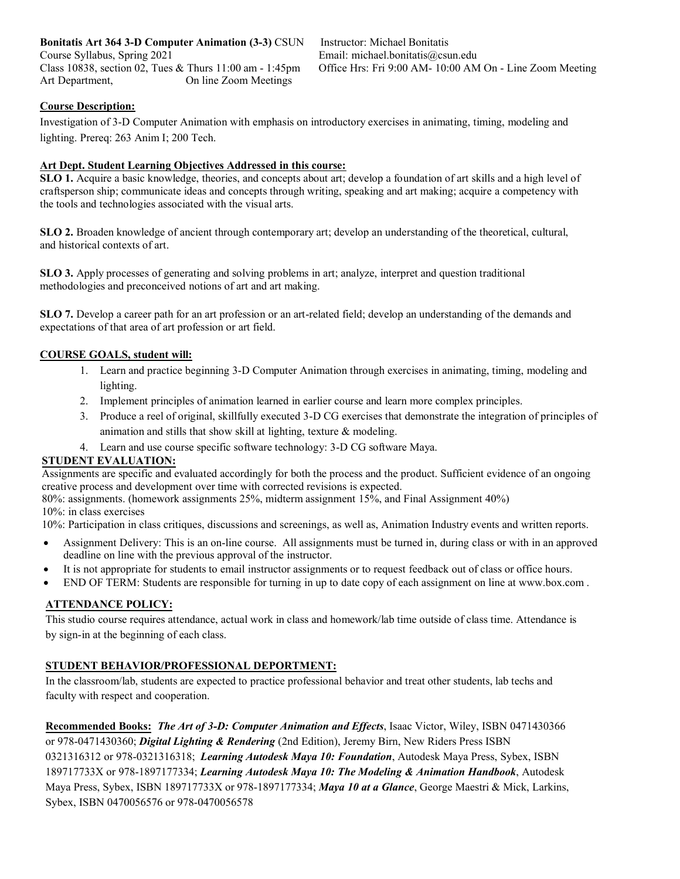**Bonitatis Art 364 3-D Computer Animation (3-3)** CSUN
Course Syllabus, Spring 2021
Class 10838, section 02, Tues & Thurs 11:00 am - 1:45pm
Art Department, On line Zoom Meetings

Instructor: Michael Bonitatis
Email: michael.bonitatis@csun.edu
Office Hrs: Fri 9:00 AM- 10:00 AM On - Line Zoom Meeting

## Course Description:

Investigation of 3-D Computer Animation with emphasis on introductory exercises in animating, timing, modeling and lighting. Prereq: 263 Anim I; 200 Tech.

## Art Dept. Student Learning Objectives Addressed in this course:

**SLO 1.** Acquire a basic knowledge, theories, and concepts about art; develop a foundation of art skills and a high level of craftsperson ship; communicate ideas and concepts through writing, speaking and art making; acquire a competency with the tools and technologies associated with the visual arts.

**SLO 2.** Broaden knowledge of ancient through contemporary art; develop an understanding of the theoretical, cultural, and historical contexts of art.

**SLO 3.** Apply processes of generating and solving problems in art; analyze, interpret and question traditional methodologies and preconceived notions of art and art making.

**SLO 7.** Develop a career path for an art profession or an art-related field; develop an understanding of the demands and expectations of that area of art profession or art field.

## COURSE GOALS, student will:

1. Learn and practice beginning 3-D Computer Animation through exercises in animating, timing, modeling and lighting.
2. Implement principles of animation learned in earlier course and learn more complex principles.
3. Produce a reel of original, skillfully executed 3-D CG exercises that demonstrate the integration of principles of animation and stills that show skill at lighting, texture & modeling.
4. Learn and use course specific software technology: 3-D CG software Maya.

## STUDENT EVALUATION:

Assignments are specific and evaluated accordingly for both the process and the product. Sufficient evidence of an ongoing creative process and development over time with corrected revisions is expected.
80%: assignments. (homework assignments 25%, midterm assignment 15%, and Final Assignment 40%)
10%: in class exercises
10%: Participation in class critiques, discussions and screenings, as well as, Animation Industry events and written reports.

- Assignment Delivery: This is an on-line course. All assignments must be turned in, during class or with in an approved deadline on line with the previous approval of the instructor.
- It is not appropriate for students to email instructor assignments or to request feedback out of class or office hours.
- END OF TERM: Students are responsible for turning in up to date copy of each assignment on line at www.box.com .

## ATTENDANCE POLICY:

This studio course requires attendance, actual work in class and homework/lab time outside of class time. Attendance is by sign-in at the beginning of each class.

## STUDENT BEHAVIOR/PROFESSIONAL DEPORTMENT:

In the classroom/lab, students are expected to practice professional behavior and treat other students, lab techs and faculty with respect and cooperation.

**Recommended Books:** ***The Art of 3-D: Computer Animation and Effects***, Isaac Victor, Wiley, ISBN 0471430366 or 978-0471430360; ***Digital Lighting & Rendering*** (2nd Edition), Jeremy Birn, New Riders Press ISBN 0321316312 or 978-0321316318; ***Learning Autodesk Maya 10: Foundation***, Autodesk Maya Press, Sybex, ISBN 189717733X or 978-1897177334; ***Learning Autodesk Maya 10: The Modeling & Animation Handbook***, Autodesk Maya Press, Sybex, ISBN 189717733X or 978-1897177334; ***Maya 10 at a Glance***, George Maestri & Mick, Larkins, Sybex, ISBN 0470056576 or 978-0470056578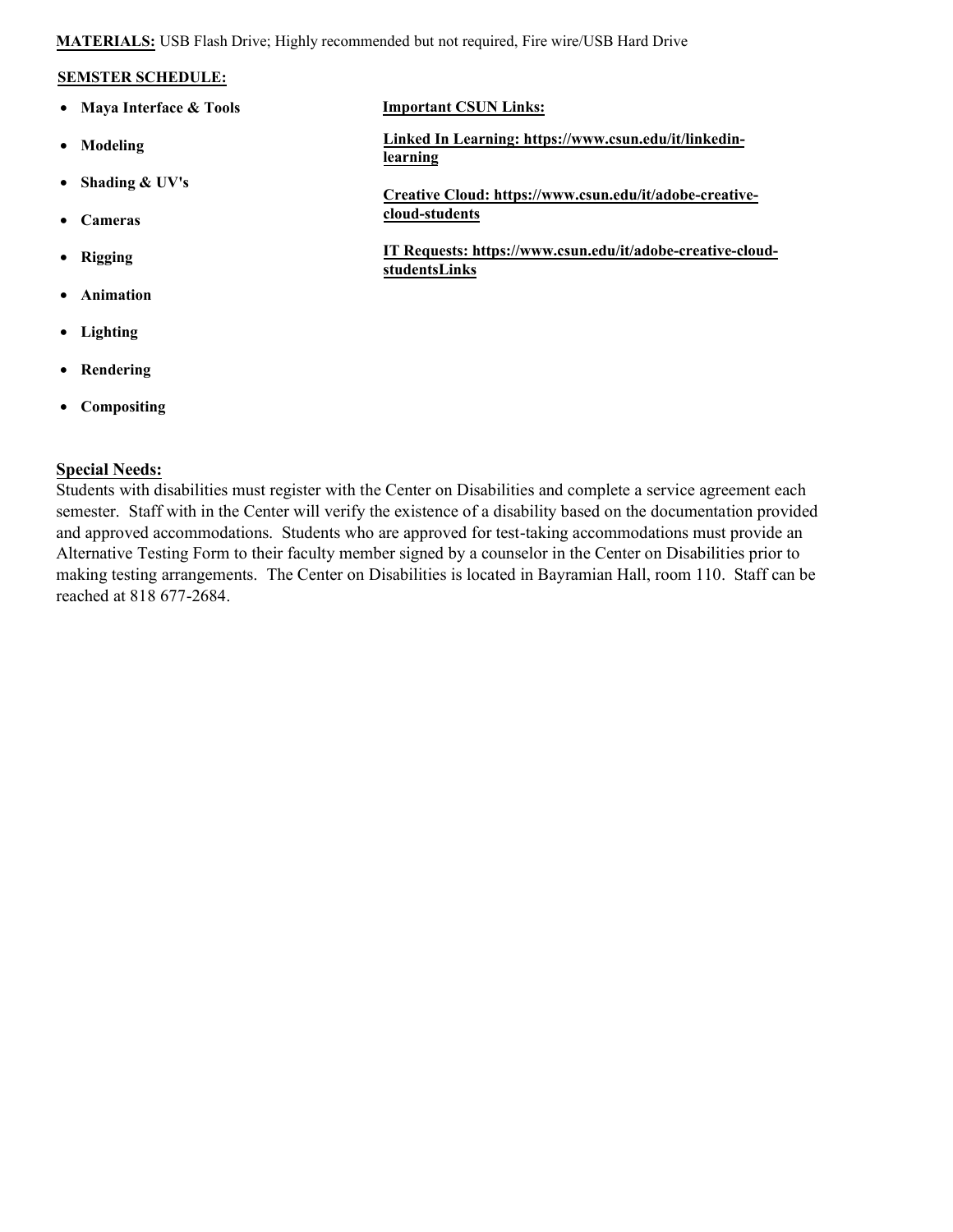**MATERIALS:** USB Flash Drive; Highly recommended but not required, Fire wire/USB Hard Drive

**SEMSTER SCHEDULE:**

- **Maya Interface & Tools**
- **Modeling**
- **Shading & UV's**
- **Cameras**
- **Rigging**
- **Animation**
- **Lighting**
- **Rendering**
- **Compositing**

**Important CSUN Links:**

**Linked In Learning: https://www.csun.edu/it/linkedin-learning**

**Creative Cloud: https://www.csun.edu/it/adobe-creative-cloud-students**

**IT Requests: https://www.csun.edu/it/adobe-creative-cloud-studentsLinks**

**Special Needs:**

Students with disabilities must register with the Center on Disabilities and complete a service agreement each semester. Staff with in the Center will verify the existence of a disability based on the documentation provided and approved accommodations. Students who are approved for test-taking accommodations must provide an Alternative Testing Form to their faculty member signed by a counselor in the Center on Disabilities prior to making testing arrangements. The Center on Disabilities is located in Bayramian Hall, room 110. Staff can be reached at 818 677-2684.